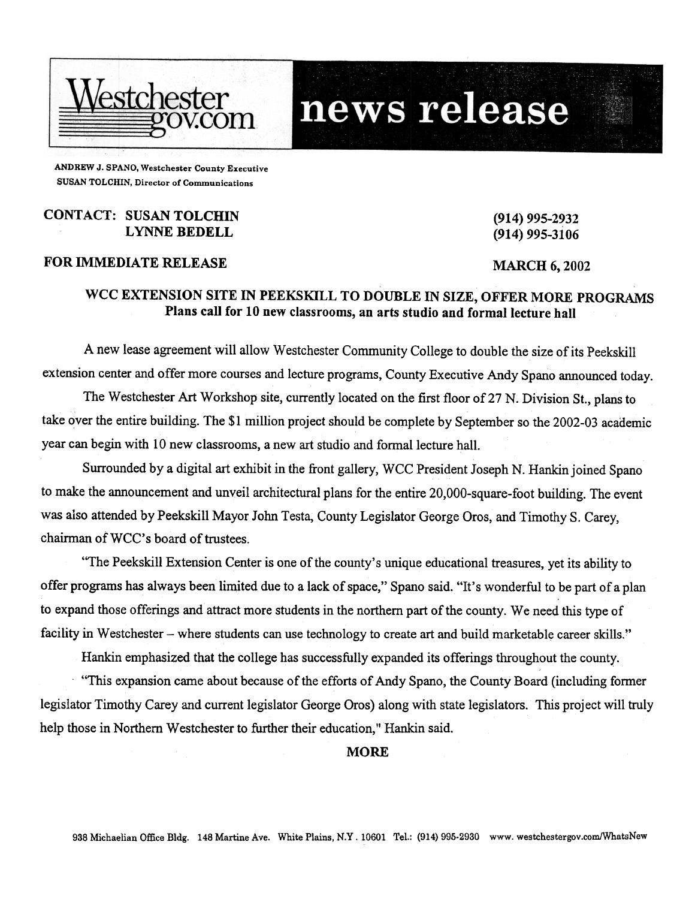Westchester gov.com **news release**

**ANDREW J. SPANO, Westchester County Executive**
**SUSAN TOLCHIN, Director of Communications**

**CONTACT: SUSAN TOLCHIN** (914) 995-2932
**LYNNE BEDELL** (914) 995-3106

**FOR IMMEDIATE RELEASE** **MARCH 6, 2002**

## WCC EXTENSION SITE IN PEEKSKILL TO DOUBLE IN SIZE, OFFER MORE PROGRAMS

### Plans call for 10 new classrooms, an arts studio and formal lecture hall

A new lease agreement will allow Westchester Community College to double the size of its Peekskill extension center and offer more courses and lecture programs, County Executive Andy Spano announced today.

The Westchester Art Workshop site, currently located on the first floor of 27 N. Division St., plans to take over the entire building. The $1 million project should be complete by September so the 2002-03 academic year can begin with 10 new classrooms, a new art studio and formal lecture hall.

Surrounded by a digital art exhibit in the front gallery, WCC President Joseph N. Hankin joined Spano to make the announcement and unveil architectural plans for the entire 20,000-square-foot building. The event was also attended by Peekskill Mayor John Testa, County Legislator George Oros, and Timothy S. Carey, chairman of WCC's board of trustees.

"The Peekskill Extension Center is one of the county's unique educational treasures, yet its ability to offer programs has always been limited due to a lack of space," Spano said. "It's wonderful to be part of a plan to expand those offerings and attract more students in the northern part of the county. We need this type of facility in Westchester – where students can use technology to create art and build marketable career skills."

Hankin emphasized that the college has successfully expanded its offerings throughout the county.

"This expansion came about because of the efforts of Andy Spano, the County Board (including former legislator Timothy Carey and current legislator George Oros) along with state legislators. This project will truly help those in Northern Westchester to further their education," Hankin said.

**MORE**

938 Michaelian Office Bldg. 148 Martine Ave. White Plains, N.Y. 10601 Tel.: (914) 995-2930 www. westchestergov.com/WhatsNew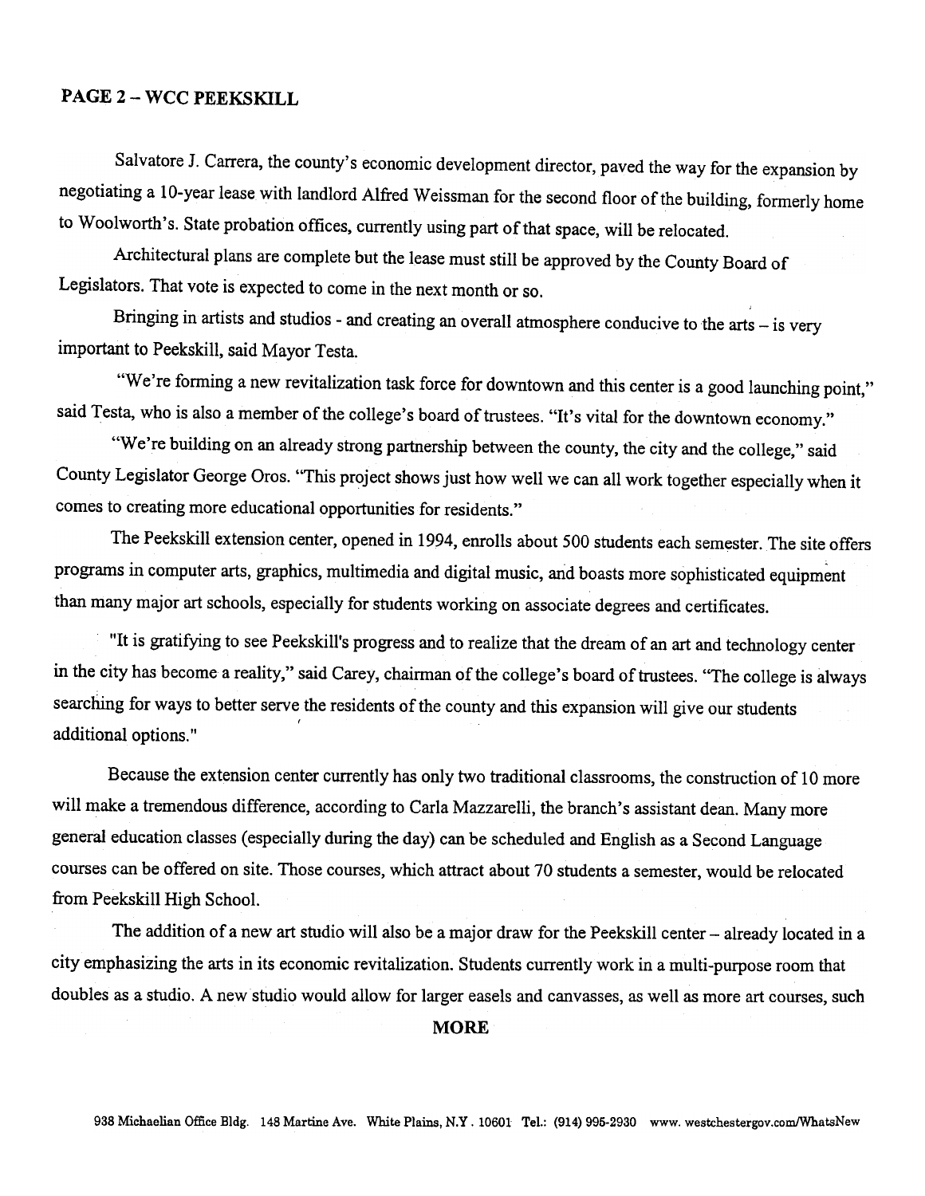**PAGE 2 – WCC PEEKSKILL**

Salvatore J. Carrera, the county's economic development director, paved the way for the expansion by negotiating a 10-year lease with landlord Alfred Weissman for the second floor of the building, formerly home to Woolworth's. State probation offices, currently using part of that space, will be relocated.

Architectural plans are complete but the lease must still be approved by the County Board of Legislators. That vote is expected to come in the next month or so.

Bringing in artists and studios - and creating an overall atmosphere conducive to the arts – is very important to Peekskill, said Mayor Testa.

"We're forming a new revitalization task force for downtown and this center is a good launching point," said Testa, who is also a member of the college's board of trustees. "It's vital for the downtown economy."

"We're building on an already strong partnership between the county, the city and the college," said County Legislator George Oros. "This project shows just how well we can all work together especially when it comes to creating more educational opportunities for residents."

The Peekskill extension center, opened in 1994, enrolls about 500 students each semester. The site offers programs in computer arts, graphics, multimedia and digital music, and boasts more sophisticated equipment than many major art schools, especially for students working on associate degrees and certificates.

"It is gratifying to see Peekskill's progress and to realize that the dream of an art and technology center in the city has become a reality," said Carey, chairman of the college's board of trustees. "The college is always searching for ways to better serve the residents of the county and this expansion will give our students additional options."

Because the extension center currently has only two traditional classrooms, the construction of 10 more will make a tremendous difference, according to Carla Mazzarelli, the branch's assistant dean. Many more general education classes (especially during the day) can be scheduled and English as a Second Language courses can be offered on site. Those courses, which attract about 70 students a semester, would be relocated from Peekskill High School.

The addition of a new art studio will also be a major draw for the Peekskill center – already located in a city emphasizing the arts in its economic revitalization. Students currently work in a multi-purpose room that doubles as a studio. A new studio would allow for larger easels and canvasses, as well as more art courses, such

**MORE**

938 Michaelian Office Bldg. 148 Martine Ave. White Plains, N.Y. 10601 Tel.: (914) 995-2930 www. westchestergov.com/WhatsNew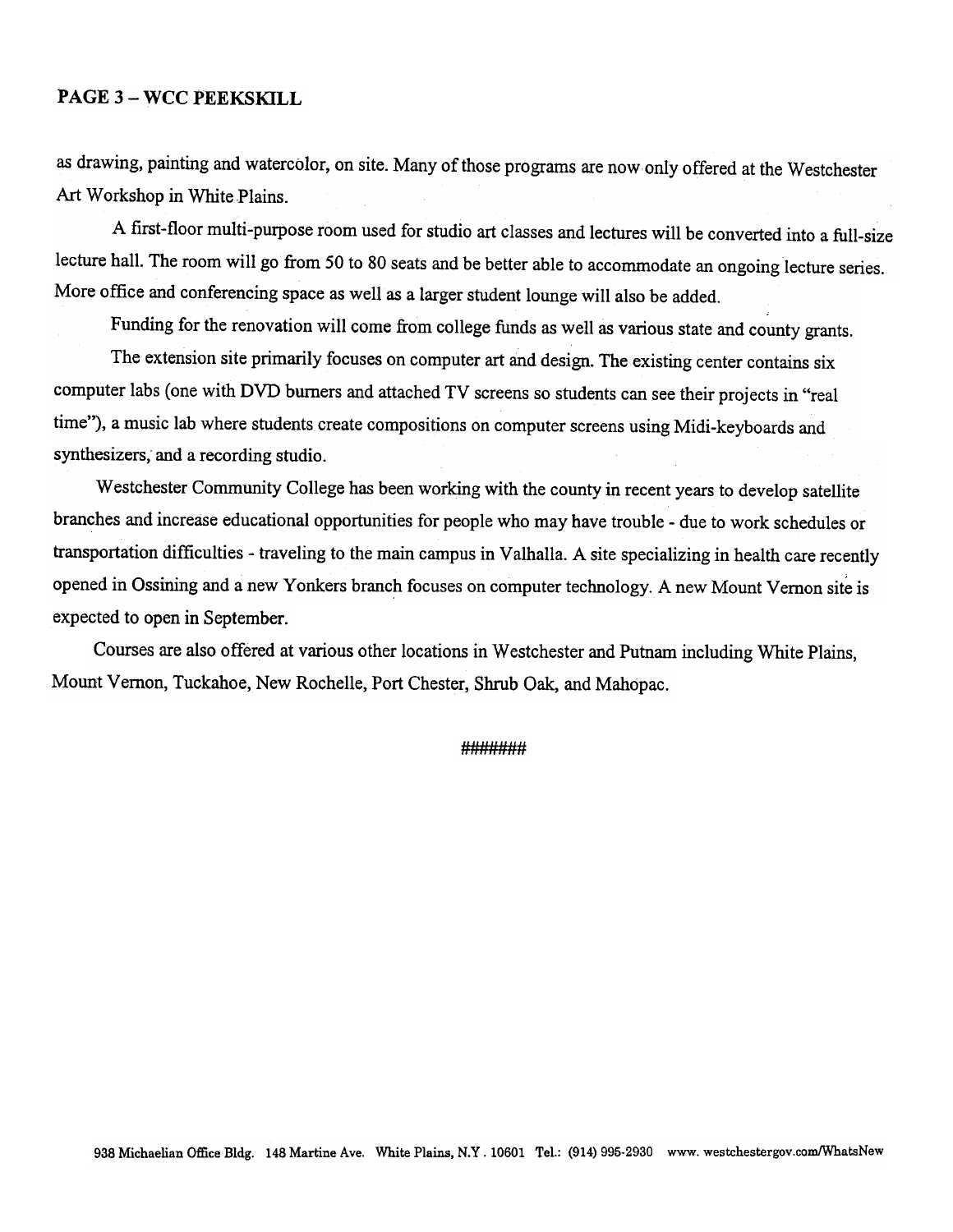as drawing, painting and watercolor, on site. Many of those programs are now only offered at the Westchester Art Workshop in White Plains.

A first-floor multi-purpose room used for studio art classes and lectures will be converted into a full-size lecture hall. The room will go from 50 to 80 seats and be better able to accommodate an ongoing lecture series. More office and conferencing space as well as a larger student lounge will also be added.

Funding for the renovation will come from college funds as well as various state and county grants.

The extension site primarily focuses on computer art and design. The existing center contains six computer labs (one with DVD burners and attached TV screens so students can see their projects in "real time"), a music lab where students create compositions on computer screens using Midi-keyboards and synthesizers, and a recording studio.

Westchester Community College has been working with the county in recent years to develop satellite branches and increase educational opportunities for people who may have trouble - due to work schedules or transportation difficulties - traveling to the main campus in Valhalla. A site specializing in health care recently opened in Ossining and a new Yonkers branch focuses on computer technology. A new Mount Vernon site is expected to open in September.

Courses are also offered at various other locations in Westchester and Putnam including White Plains, Mount Vernon, Tuckahoe, New Rochelle, Port Chester, Shrub Oak, and Mahopac.

#######